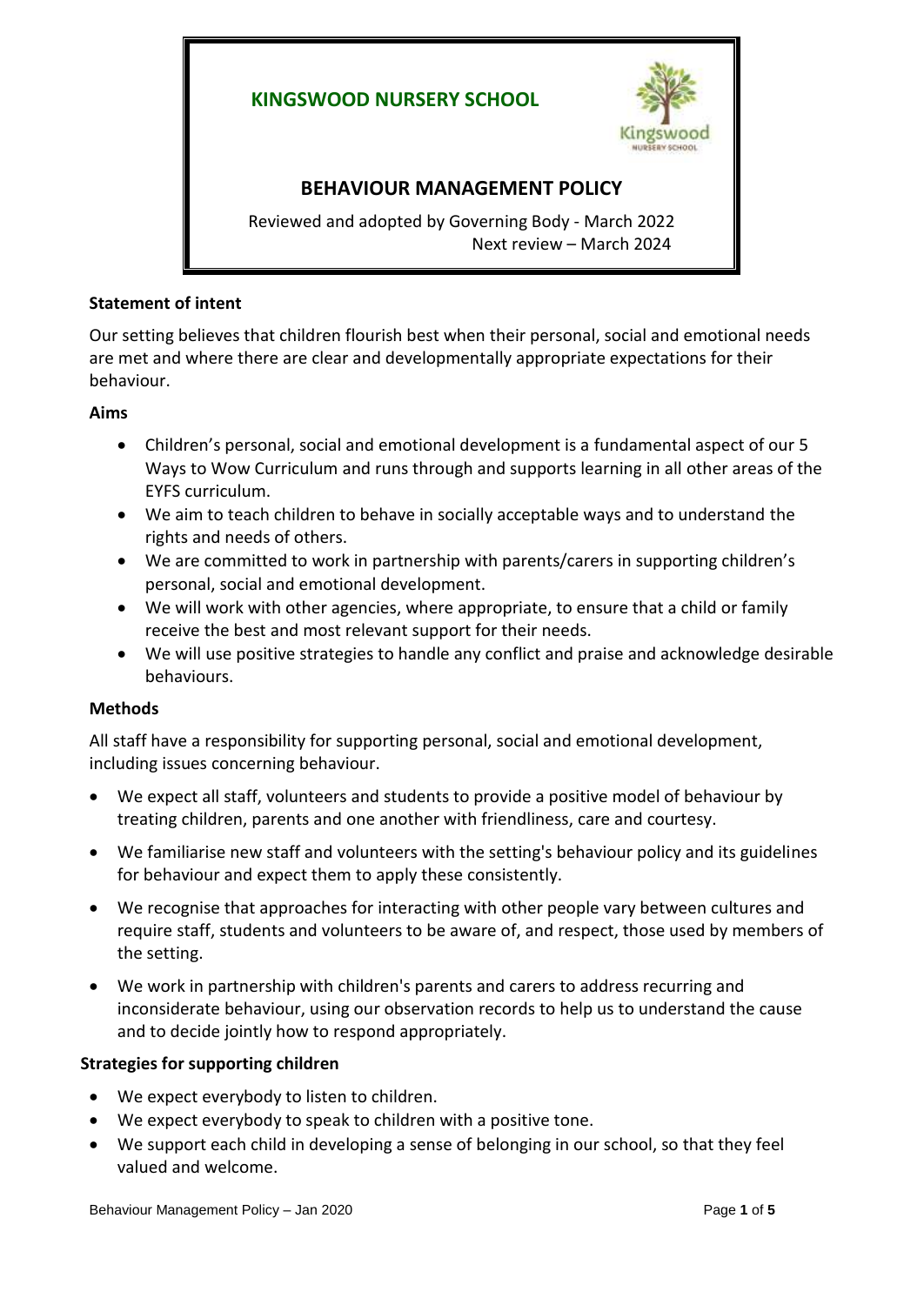# KINGSWOOD NURSERY SCHOOL

## BEHAVIOUR MANAGEMENT POLICY

Reviewed and adopted by Governing Body - March 2022
Next review – March 2024

**Statement of intent**

Our setting believes that children flourish best when their personal, social and emotional needs are met and where there are clear and developmentally appropriate expectations for their behaviour.

**Aims**

- Children's personal, social and emotional development is a fundamental aspect of our 5 Ways to Wow Curriculum and runs through and supports learning in all other areas of the EYFS curriculum.
- We aim to teach children to behave in socially acceptable ways and to understand the rights and needs of others.
- We are committed to work in partnership with parents/carers in supporting children's personal, social and emotional development.
- We will work with other agencies, where appropriate, to ensure that a child or family receive the best and most relevant support for their needs.
- We will use positive strategies to handle any conflict and praise and acknowledge desirable behaviours.

**Methods**

All staff have a responsibility for supporting personal, social and emotional development, including issues concerning behaviour.

- We expect all staff, volunteers and students to provide a positive model of behaviour by treating children, parents and one another with friendliness, care and courtesy.
- We familiarise new staff and volunteers with the setting's behaviour policy and its guidelines for behaviour and expect them to apply these consistently.
- We recognise that approaches for interacting with other people vary between cultures and require staff, students and volunteers to be aware of, and respect, those used by members of the setting.
- We work in partnership with children's parents and carers to address recurring and inconsiderate behaviour, using our observation records to help us to understand the cause and to decide jointly how to respond appropriately.

**Strategies for supporting children**

- We expect everybody to listen to children.
- We expect everybody to speak to children with a positive tone.
- We support each child in developing a sense of belonging in our school, so that they feel valued and welcome.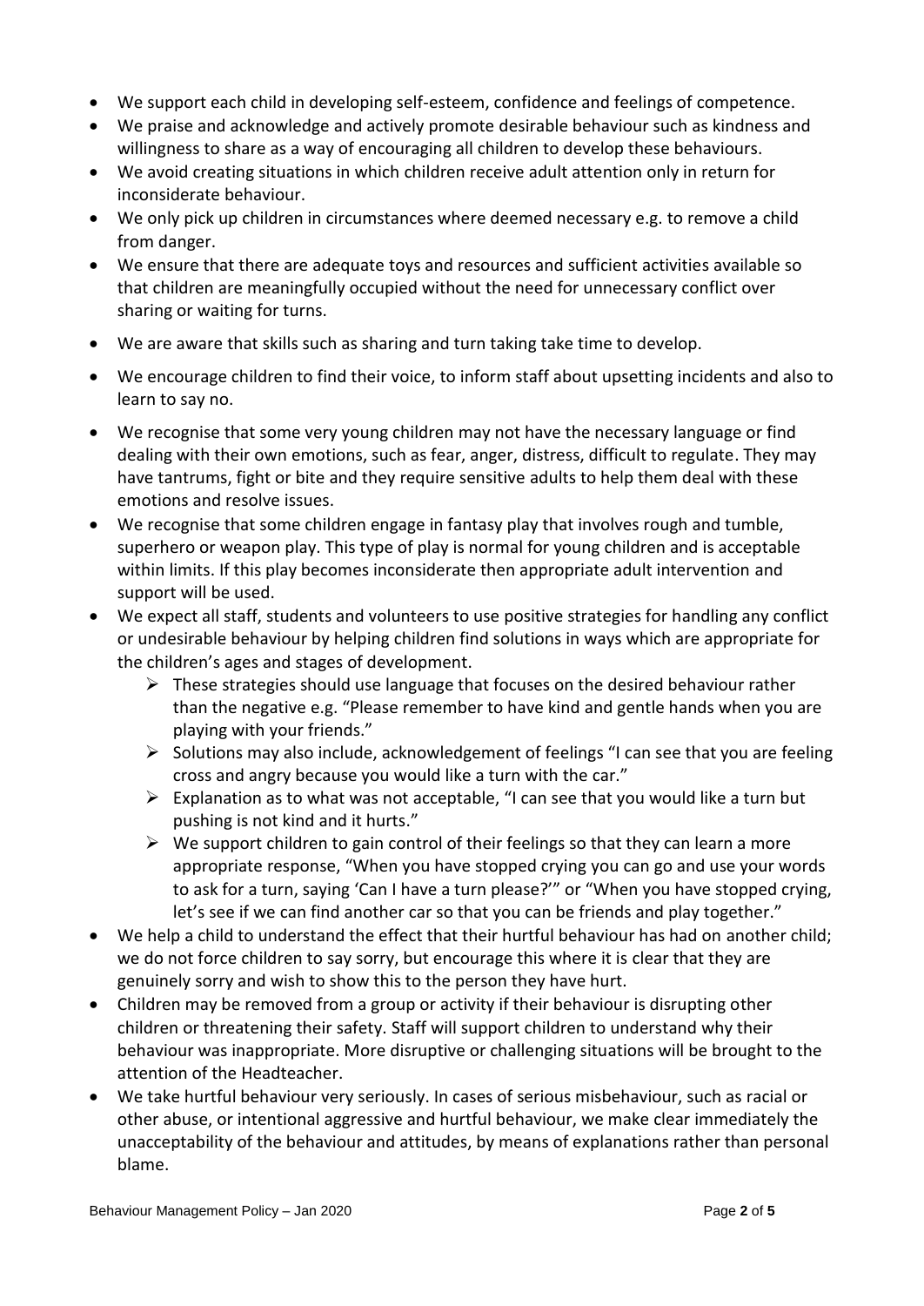- We support each child in developing self-esteem, confidence and feelings of competence.
- We praise and acknowledge and actively promote desirable behaviour such as kindness and willingness to share as a way of encouraging all children to develop these behaviours.
- We avoid creating situations in which children receive adult attention only in return for inconsiderate behaviour.
- We only pick up children in circumstances where deemed necessary e.g. to remove a child from danger.
- We ensure that there are adequate toys and resources and sufficient activities available so that children are meaningfully occupied without the need for unnecessary conflict over sharing or waiting for turns.
- We are aware that skills such as sharing and turn taking take time to develop.
- We encourage children to find their voice, to inform staff about upsetting incidents and also to learn to say no.
- We recognise that some very young children may not have the necessary language or find dealing with their own emotions, such as fear, anger, distress, difficult to regulate. They may have tantrums, fight or bite and they require sensitive adults to help them deal with these emotions and resolve issues.
- We recognise that some children engage in fantasy play that involves rough and tumble, superhero or weapon play. This type of play is normal for young children and is acceptable within limits. If this play becomes inconsiderate then appropriate adult intervention and support will be used.
- We expect all staff, students and volunteers to use positive strategies for handling any conflict or undesirable behaviour by helping children find solutions in ways which are appropriate for the children's ages and stages of development.
  - These strategies should use language that focuses on the desired behaviour rather than the negative e.g. "Please remember to have kind and gentle hands when you are playing with your friends."
  - Solutions may also include, acknowledgement of feelings "I can see that you are feeling cross and angry because you would like a turn with the car."
  - Explanation as to what was not acceptable, "I can see that you would like a turn but pushing is not kind and it hurts."
  - We support children to gain control of their feelings so that they can learn a more appropriate response, "When you have stopped crying you can go and use your words to ask for a turn, saying 'Can I have a turn please?'" or "When you have stopped crying, let's see if we can find another car so that you can be friends and play together."
- We help a child to understand the effect that their hurtful behaviour has had on another child; we do not force children to say sorry, but encourage this where it is clear that they are genuinely sorry and wish to show this to the person they have hurt.
- Children may be removed from a group or activity if their behaviour is disrupting other children or threatening their safety. Staff will support children to understand why their behaviour was inappropriate. More disruptive or challenging situations will be brought to the attention of the Headteacher.
- We take hurtful behaviour very seriously. In cases of serious misbehaviour, such as racial or other abuse, or intentional aggressive and hurtful behaviour, we make clear immediately the unacceptability of the behaviour and attitudes, by means of explanations rather than personal blame.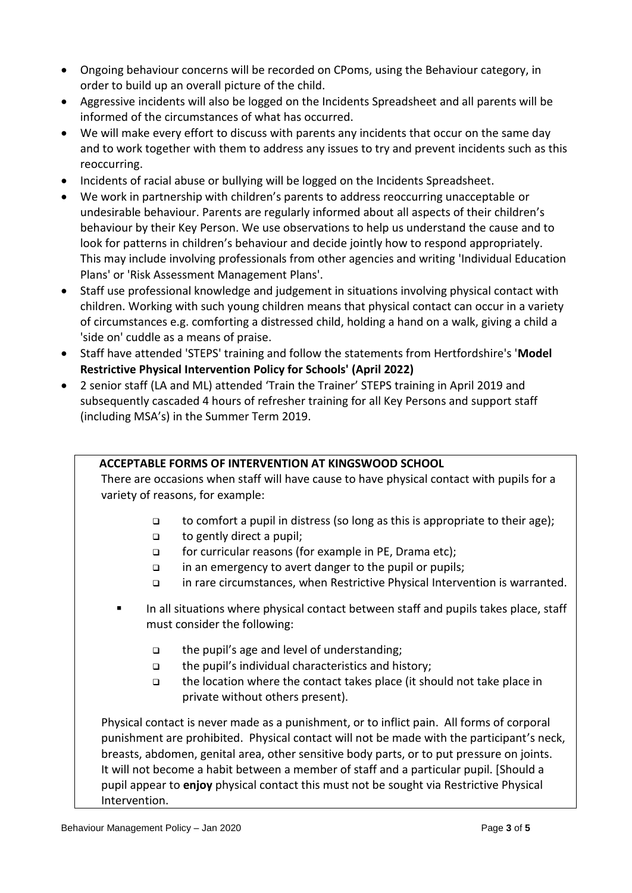- Ongoing behaviour concerns will be recorded on CPoms, using the Behaviour category, in order to build up an overall picture of the child.
- Aggressive incidents will also be logged on the Incidents Spreadsheet and all parents will be informed of the circumstances of what has occurred.
- We will make every effort to discuss with parents any incidents that occur on the same day and to work together with them to address any issues to try and prevent incidents such as this reoccurring.
- Incidents of racial abuse or bullying will be logged on the Incidents Spreadsheet.
- We work in partnership with children's parents to address reoccurring unacceptable or undesirable behaviour. Parents are regularly informed about all aspects of their children's behaviour by their Key Person. We use observations to help us understand the cause and to look for patterns in children's behaviour and decide jointly how to respond appropriately. This may include involving professionals from other agencies and writing 'Individual Education Plans' or 'Risk Assessment Management Plans'.
- Staff use professional knowledge and judgement in situations involving physical contact with children. Working with such young children means that physical contact can occur in a variety of circumstances e.g. comforting a distressed child, holding a hand on a walk, giving a child a 'side on' cuddle as a means of praise.
- Staff have attended 'STEPS' training and follow the statements from Hertfordshire's '**Model Restrictive Physical Intervention Policy for Schools' (April 2022)**
- 2 senior staff (LA and ML) attended 'Train the Trainer' STEPS training in April 2019 and subsequently cascaded 4 hours of refresher training for all Key Persons and support staff (including MSA's) in the Summer Term 2019.

**ACCEPTABLE FORMS OF INTERVENTION AT KINGSWOOD SCHOOL**

There are occasions when staff will have cause to have physical contact with pupils for a variety of reasons, for example:

- to comfort a pupil in distress (so long as this is appropriate to their age);
- to gently direct a pupil;
- for curricular reasons (for example in PE, Drama etc);
- in an emergency to avert danger to the pupil or pupils;
- in rare circumstances, when Restrictive Physical Intervention is warranted.

- In all situations where physical contact between staff and pupils takes place, staff must consider the following:
  - the pupil's age and level of understanding;
  - the pupil's individual characteristics and history;
  - the location where the contact takes place (it should not take place in private without others present).

Physical contact is never made as a punishment, or to inflict pain. All forms of corporal punishment are prohibited. Physical contact will not be made with the participant's neck, breasts, abdomen, genital area, other sensitive body parts, or to put pressure on joints. It will not become a habit between a member of staff and a particular pupil. [Should a pupil appear to **enjoy** physical contact this must not be sought via Restrictive Physical Intervention.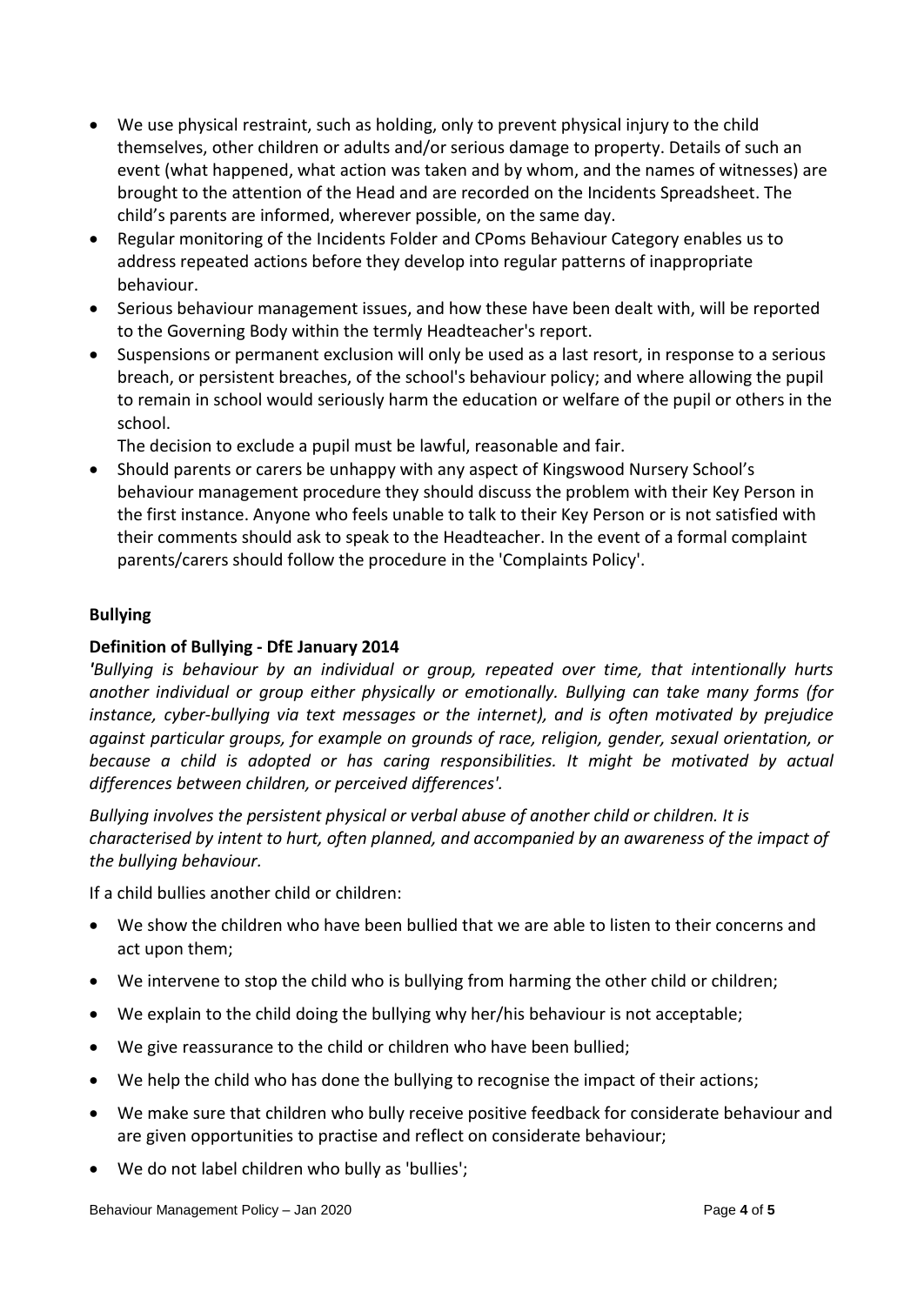- We use physical restraint, such as holding, only to prevent physical injury to the child themselves, other children or adults and/or serious damage to property. Details of such an event (what happened, what action was taken and by whom, and the names of witnesses) are brought to the attention of the Head and are recorded on the Incidents Spreadsheet. The child's parents are informed, wherever possible, on the same day.
- Regular monitoring of the Incidents Folder and CPoms Behaviour Category enables us to address repeated actions before they develop into regular patterns of inappropriate behaviour.
- Serious behaviour management issues, and how these have been dealt with, will be reported to the Governing Body within the termly Headteacher's report.
- Suspensions or permanent exclusion will only be used as a last resort, in response to a serious breach, or persistent breaches, of the school's behaviour policy; and where allowing the pupil to remain in school would seriously harm the education or welfare of the pupil or others in the school.

  The decision to exclude a pupil must be lawful, reasonable and fair.
- Should parents or carers be unhappy with any aspect of Kingswood Nursery School's behaviour management procedure they should discuss the problem with their Key Person in the first instance. Anyone who feels unable to talk to their Key Person or is not satisfied with their comments should ask to speak to the Headteacher. In the event of a formal complaint parents/carers should follow the procedure in the 'Complaints Policy'.

**Bullying**

**Definition of Bullying - DfE January 2014**

*'Bullying is behaviour by an individual or group, repeated over time, that intentionally hurts another individual or group either physically or emotionally. Bullying can take many forms (for instance, cyber-bullying via text messages or the internet), and is often motivated by prejudice against particular groups, for example on grounds of race, religion, gender, sexual orientation, or because a child is adopted or has caring responsibilities. It might be motivated by actual differences between children, or perceived differences'.*

*Bullying involves the persistent physical or verbal abuse of another child or children. It is characterised by intent to hurt, often planned, and accompanied by an awareness of the impact of the bullying behaviour.*

If a child bullies another child or children:

- We show the children who have been bullied that we are able to listen to their concerns and act upon them;
- We intervene to stop the child who is bullying from harming the other child or children;
- We explain to the child doing the bullying why her/his behaviour is not acceptable;
- We give reassurance to the child or children who have been bullied;
- We help the child who has done the bullying to recognise the impact of their actions;
- We make sure that children who bully receive positive feedback for considerate behaviour and are given opportunities to practise and reflect on considerate behaviour;
- We do not label children who bully as 'bullies';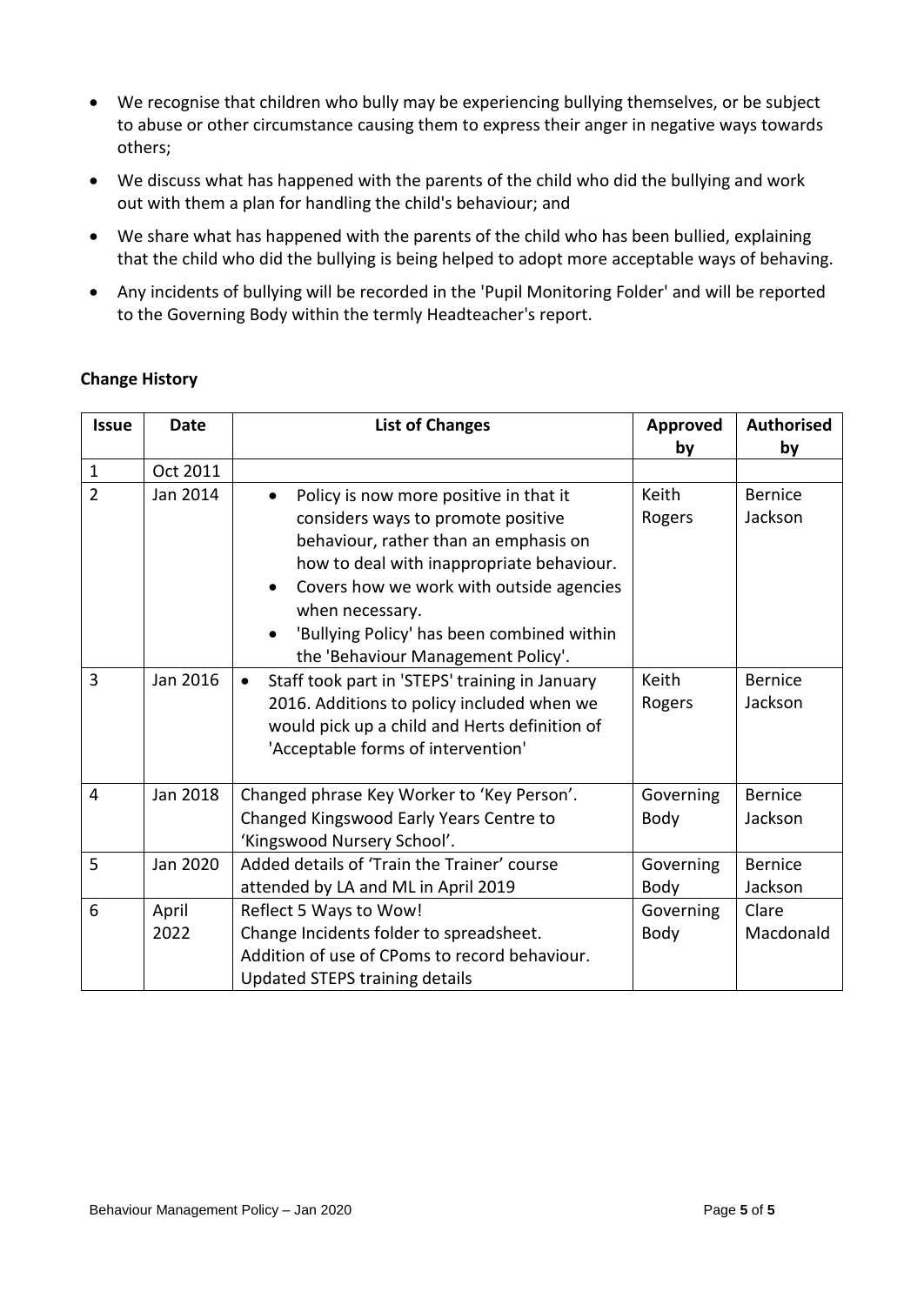- We recognise that children who bully may be experiencing bullying themselves, or be subject to abuse or other circumstance causing them to express their anger in negative ways towards others;
- We discuss what has happened with the parents of the child who did the bullying and work out with them a plan for handling the child's behaviour; and
- We share what has happened with the parents of the child who has been bullied, explaining that the child who did the bullying is being helped to adopt more acceptable ways of behaving.
- Any incidents of bullying will be recorded in the 'Pupil Monitoring Folder' and will be reported to the Governing Body within the termly Headteacher's report.

**Change History**

| Issue | Date | List of Changes | Approved by | Authorised by |
|---|---|---|---|---|
| 1 | Oct 2011 | | | |
| 2 | Jan 2014 | • Policy is now more positive in that it considers ways to promote positive behaviour, rather than an emphasis on how to deal with inappropriate behaviour.<br>• Covers how we work with outside agencies when necessary.<br>• 'Bullying Policy' has been combined within the 'Behaviour Management Policy'. | Keith Rogers | Bernice Jackson |
| 3 | Jan 2016 | • Staff took part in 'STEPS' training in January 2016. Additions to policy included when we would pick up a child and Herts definition of 'Acceptable forms of intervention' | Keith Rogers | Bernice Jackson |
| 4 | Jan 2018 | Changed phrase Key Worker to 'Key Person'. Changed Kingswood Early Years Centre to 'Kingswood Nursery School'. | Governing Body | Bernice Jackson |
| 5 | Jan 2020 | Added details of 'Train the Trainer' course attended by LA and ML in April 2019 | Governing Body | Bernice Jackson |
| 6 | April 2022 | Reflect 5 Ways to Wow!<br>Change Incidents folder to spreadsheet.<br>Addition of use of CPoms to record behaviour.<br>Updated STEPS training details | Governing Body | Clare Macdonald |